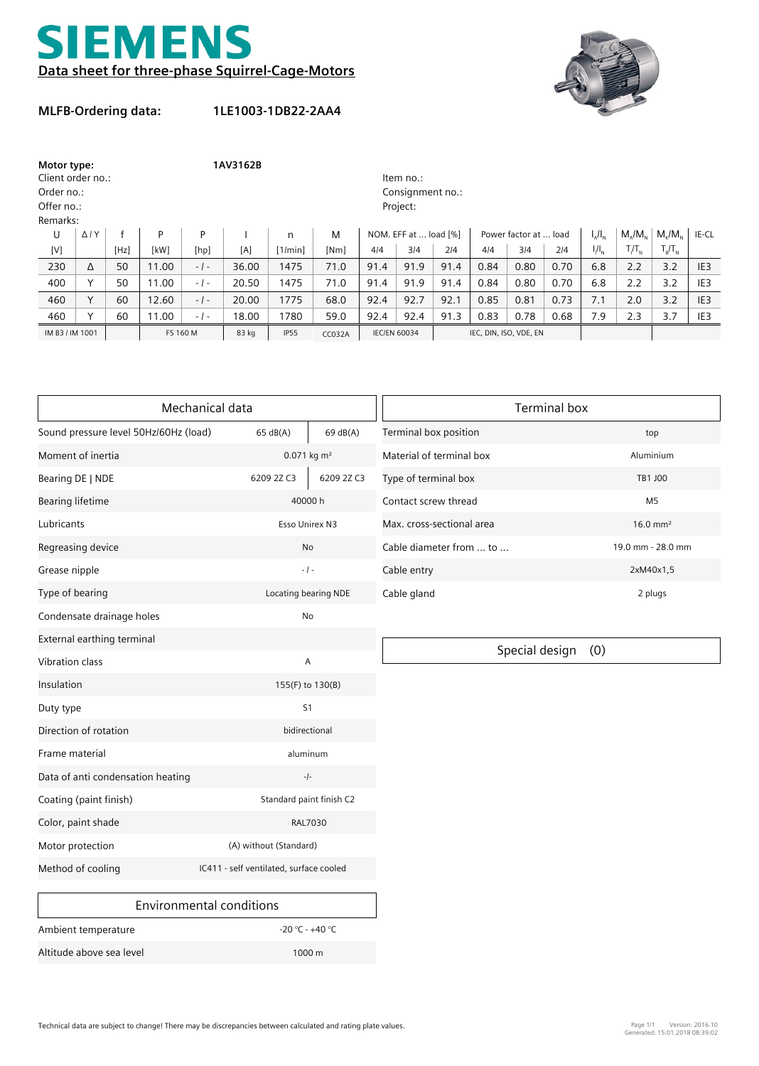# SIEMENS

## Data sheet for three-phase Squirrel-Cage-Motors

**MLFB-Ordering data:** **1LE1003-1DB22-2AA4**

**Motor type:** **1AV3162B**

Client order no.:
Order no.:
Offer no.:
Remarks:

Item no.:
Consignment no.:
Project:

| U | Δ / Y | f | P | P | I | n | M | NOM. EFF at ... load [%] | | | Power factor at ... load | | | $I_A/I_N$ | $M_A/M_N$ | $M_K/M_N$ | IE-CL |
|---|---|---|---|---|---|---|---|---|---|---|---|---|---|---|---|---|---|
| [V] | | [Hz] | [kW] | [hp] | [A] | [1/min] | [Nm] | 4/4 | 3/4 | 2/4 | 4/4 | 3/4 | 2/4 | $I_l/I_N$ | $T_l/T_N$ | $T_B/T_N$ | |
| 230 | Δ | 50 | 11.00 | - / - | 36.00 | 1475 | 71.0 | 91.4 | 91.9 | 91.4 | 0.84 | 0.80 | 0.70 | 6.8 | 2.2 | 3.2 | IE3 |
| 400 | Y | 50 | 11.00 | - / - | 20.50 | 1475 | 71.0 | 91.4 | 91.9 | 91.4 | 0.84 | 0.80 | 0.70 | 6.8 | 2.2 | 3.2 | IE3 |
| 460 | Y | 60 | 12.60 | - / - | 20.00 | 1775 | 68.0 | 92.4 | 92.7 | 92.1 | 0.85 | 0.81 | 0.73 | 7.1 | 2.0 | 3.2 | IE3 |
| 460 | Y | 60 | 11.00 | - / - | 18.00 | 1780 | 59.0 | 92.4 | 92.4 | 91.3 | 0.83 | 0.78 | 0.68 | 7.9 | 2.3 | 3.7 | IE3 |
| IM B3 / IM 1001 | | | FS 160 M | | 83 kg | IP55 | CC032A | IEC/EN 60034 | | | IEC, DIN, ISO, VDE, EN | | | | | | |

| Mechanical data | | |
|---|---|---|
| Sound pressure level 50Hz/60Hz (load) | 65 dB(A) | 69 dB(A) |
| Moment of inertia | 0.071 kg m² | |
| Bearing DE \| NDE | 6209 2Z C3 | 6209 2Z C3 |
| Bearing lifetime | 40000 h | |
| Lubricants | Esso Unirex N3 | |
| Regreasing device | No | |
| Grease nipple | - / - | |
| Type of bearing | Locating bearing NDE | |
| Condensate drainage holes | No | |
| External earthing terminal | | |
| Vibration class | A | |
| Insulation | 155(F) to 130(B) | |
| Duty type | S1 | |
| Direction of rotation | bidirectional | |
| Frame material | aluminum | |
| Data of anti condensation heating | -/- | |
| Coating (paint finish) | Standard paint finish C2 | |
| Color, paint shade | RAL7030 | |
| Motor protection | (A) without (Standard) | |
| Method of cooling | IC411 - self ventilated, surface cooled | |

| Terminal box | |
|---|---|
| Terminal box position | top |
| Material of terminal box | Aluminium |
| Type of terminal box | TB1 J00 |
| Contact screw thread | M5 |
| Max. cross-sectional area | 16.0 mm² |
| Cable diameter from ... to ... | 19.0 mm - 28.0 mm |
| Cable entry | 2xM40x1,5 |
| Cable gland | 2 plugs |

| Special design (0) |
|---|

| Environmental conditions | |
|---|---|
| Ambient temperature | -20 °C - +40 °C |
| Altitude above sea level | 1000 m |

Technical data are subject to change! There may be discrepancies between calculated and rating plate values.

Version: 2016.10
Generated: 15.01.2018 08:39:02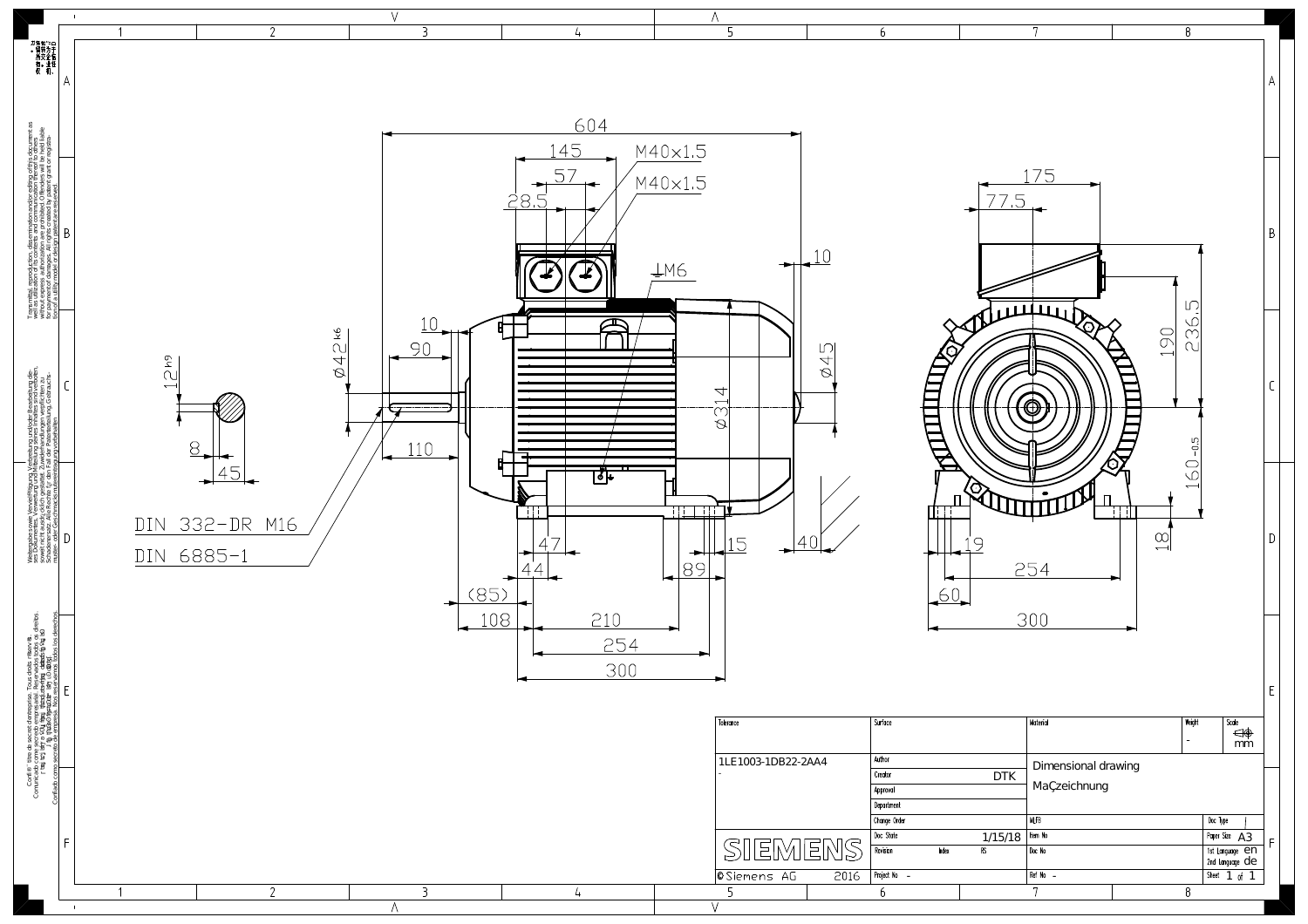604

145

57

28.5

M40x1.5

M40x1.5

M6

10

10

90

Ø42 k6

Ø45

Ø314

110

12 h9

8

45

DIN 332-DR M16

DIN 6885-1

47

44

(85)

108

210

254

300

15

89

40

175

77.5

190

236.5

160 -0.5

18

19

254

60

300

| Tolerance | Surface | Material | Weight | Scale |
|---|---|---|---|---|
| 1LE1003-1DB22-2AA4 | Author | Dimensional drawing | - | mm |
| | Creator DTK | Maßzeichnung | | |
| | Approval | | | |
| | Department | | | |
| | Change Order | MLFB | | Doc Type |
| SIEMENS | Doc State 1/15/18 | Item No | | Paper Size A3 |
| | Revision Index RS | Doc No | | 1st Language en, 2nd Language de |
| © Siemens AG 2016 | Project No - | Ref No - | | Sheet 1 of 1 |